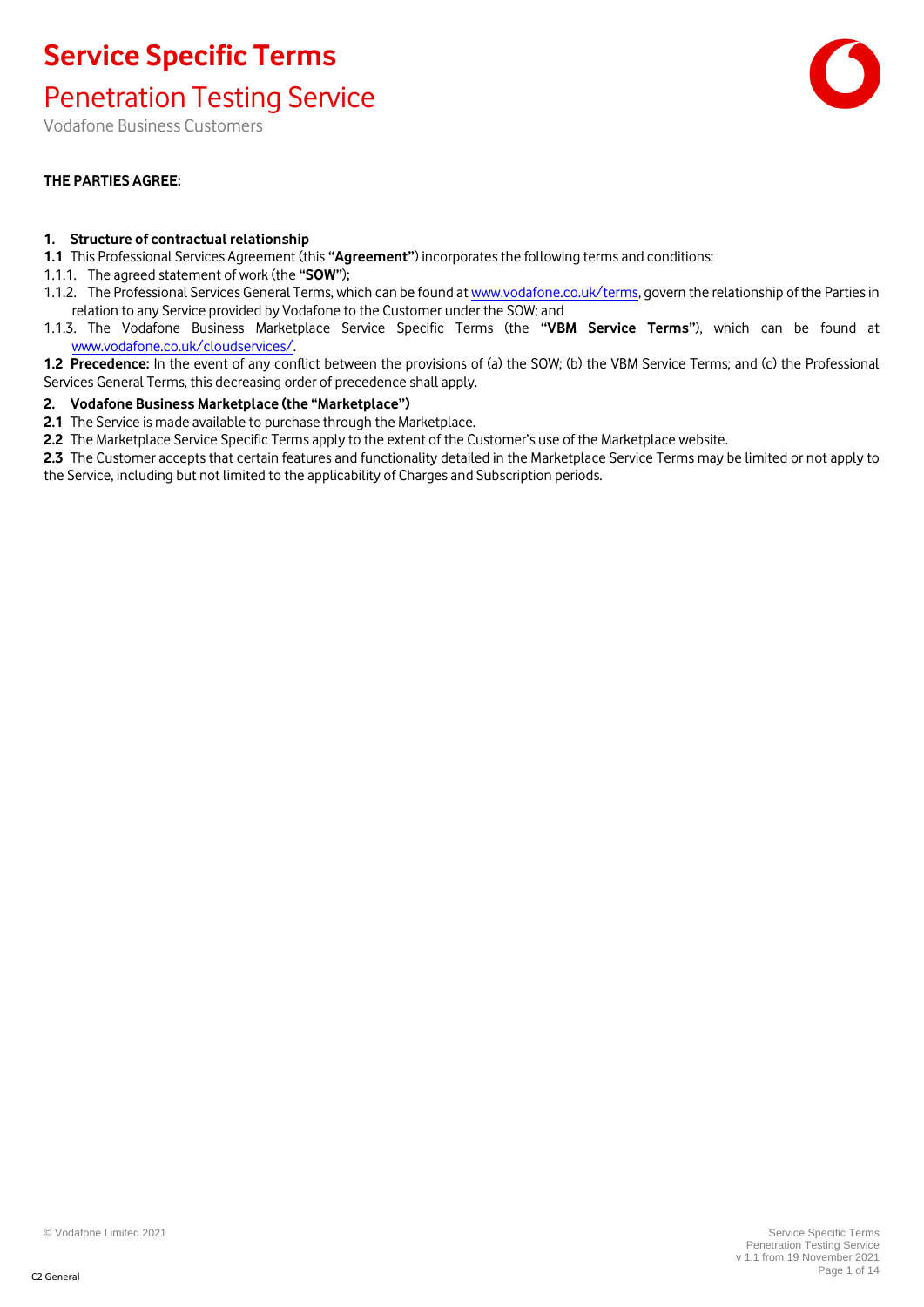# Service Specific Terms

## Penetration Testing Service

Vodafone Business Customers

**THE PARTIES AGREE:**

**1. Structure of contractual relationship**

**1.1** This Professional Services Agreement (this **"Agreement"**) incorporates the following terms and conditions:

1.1.1. The agreed statement of work (the **"SOW"**);

1.1.2. The Professional Services General Terms, which can be found at www.vodafone.co.uk/terms, govern the relationship of the Parties in relation to any Service provided by Vodafone to the Customer under the SOW; and

1.1.3. The Vodafone Business Marketplace Service Specific Terms (the **"VBM Service Terms"**), which can be found at www.vodafone.co.uk/cloudservices/.

**1.2 Precedence:** In the event of any conflict between the provisions of (a) the SOW; (b) the VBM Service Terms; and (c) the Professional Services General Terms, this decreasing order of precedence shall apply.

**2. Vodafone Business Marketplace (the "Marketplace")**

**2.1** The Service is made available to purchase through the Marketplace.

**2.2** The Marketplace Service Specific Terms apply to the extent of the Customer's use of the Marketplace website.

**2.3** The Customer accepts that certain features and functionality detailed in the Marketplace Service Terms may be limited or not apply to the Service, including but not limited to the applicability of Charges and Subscription periods.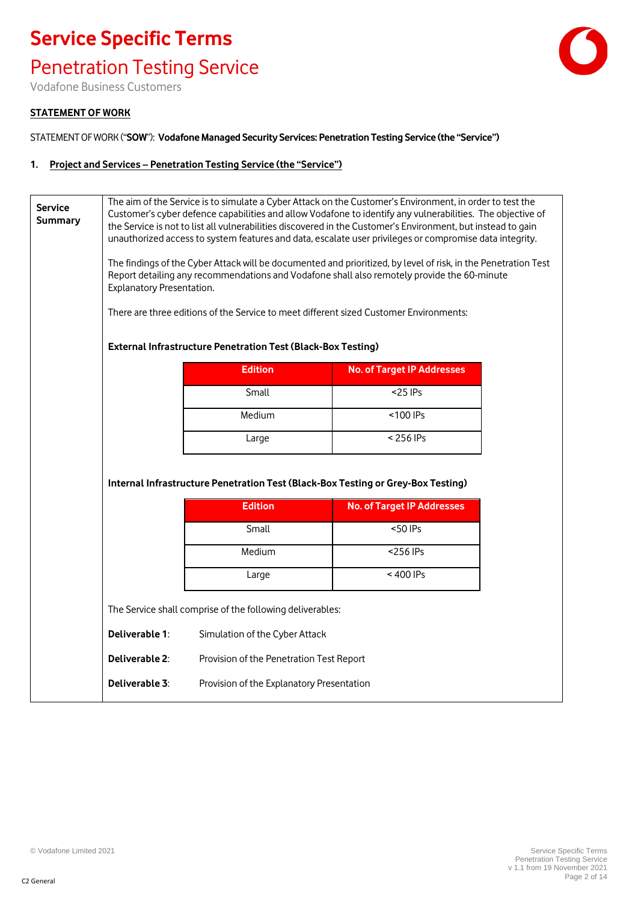# Service Specific Terms

## Penetration Testing Service

Vodafone Business Customers

**STATEMENT OF WORK**

STATEMENT OF WORK ("**SOW**"): **Vodafone Managed Security Services: Penetration Testing Service (the "Service")**

### 1. Project and Services – Penetration Testing Service (the "Service")

**Service Summary**

The aim of the Service is to simulate a Cyber Attack on the Customer's Environment, in order to test the Customer's cyber defence capabilities and allow Vodafone to identify any vulnerabilities. The objective of the Service is not to list all vulnerabilities discovered in the Customer's Environment, but instead to gain unauthorized access to system features and data, escalate user privileges or compromise data integrity.

The findings of the Cyber Attack will be documented and prioritized, by level of risk, in the Penetration Test Report detailing any recommendations and Vodafone shall also remotely provide the 60-minute Explanatory Presentation.

There are three editions of the Service to meet different sized Customer Environments:

**External Infrastructure Penetration Test (Black-Box Testing)**

| Edition | No. of Target IP Addresses |
|---|---|
| Small | <25 IPs |
| Medium | <100 IPs |
| Large | < 256 IPs |

**Internal Infrastructure Penetration Test (Black-Box Testing or Grey-Box Testing)**

| Edition | No. of Target IP Addresses |
|---|---|
| Small | <50 IPs |
| Medium | <256 IPs |
| Large | < 400 IPs |

The Service shall comprise of the following deliverables:

**Deliverable 1**: Simulation of the Cyber Attack

**Deliverable 2**: Provision of the Penetration Test Report

**Deliverable 3**: Provision of the Explanatory Presentation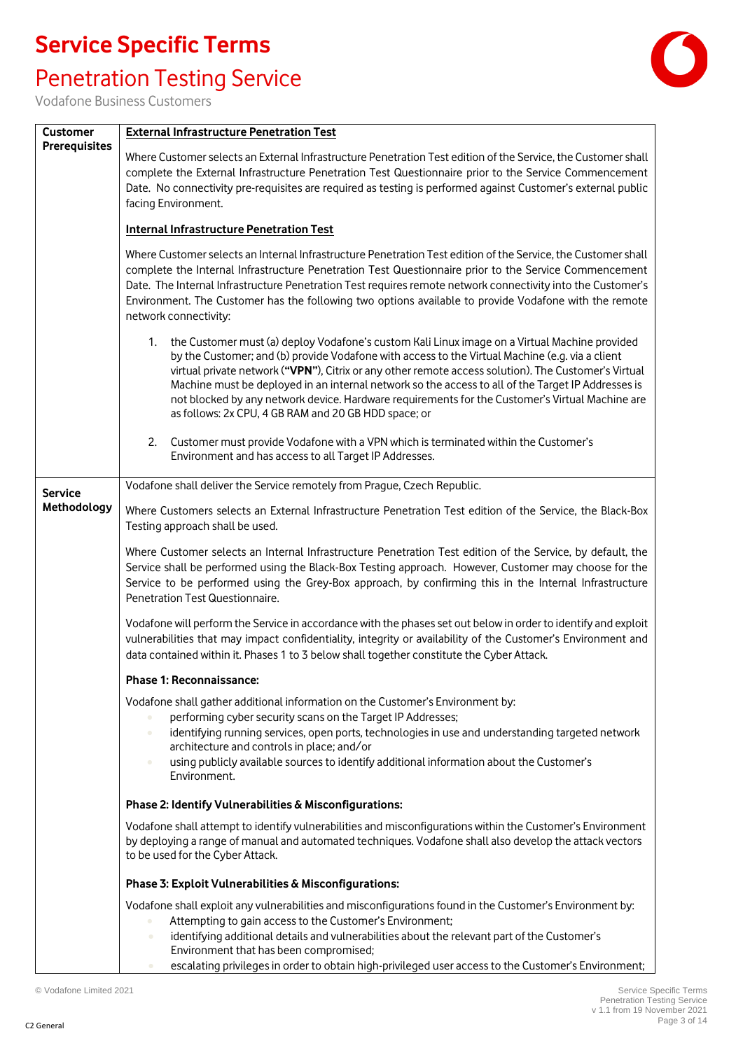# Service Specific Terms

## Penetration Testing Service

Vodafone Business Customers

| | |
|---|---|
| **Customer Prerequisites** | **External Infrastructure Penetration Test**<br><br>Where Customer selects an External Infrastructure Penetration Test edition of the Service, the Customer shall complete the External Infrastructure Penetration Test Questionnaire prior to the Service Commencement Date. No connectivity pre-requisites are required as testing is performed against Customer's external public facing Environment.<br><br>**Internal Infrastructure Penetration Test**<br><br>Where Customer selects an Internal Infrastructure Penetration Test edition of the Service, the Customer shall complete the Internal Infrastructure Penetration Test Questionnaire prior to the Service Commencement Date. The Internal Infrastructure Penetration Test requires remote network connectivity into the Customer's Environment. The Customer has the following two options available to provide Vodafone with the remote network connectivity:<br><br>1. the Customer must (a) deploy Vodafone's custom Kali Linux image on a Virtual Machine provided by the Customer; and (b) provide Vodafone with access to the Virtual Machine (e.g. via a client virtual private network (**"VPN"**), Citrix or any other remote access solution). The Customer's Virtual Machine must be deployed in an internal network so the access to all of the Target IP Addresses is not blocked by any network device. Hardware requirements for the Customer's Virtual Machine are as follows: 2x CPU, 4 GB RAM and 20 GB HDD space; or<br><br>2. Customer must provide Vodafone with a VPN which is terminated within the Customer's Environment and has access to all Target IP Addresses. |
| **Service Methodology** | Vodafone shall deliver the Service remotely from Prague, Czech Republic.<br><br>Where Customers selects an External Infrastructure Penetration Test edition of the Service, the Black-Box Testing approach shall be used.<br><br>Where Customer selects an Internal Infrastructure Penetration Test edition of the Service, by default, the Service shall be performed using the Black-Box Testing approach. However, Customer may choose for the Service to be performed using the Grey-Box approach, by confirming this in the Internal Infrastructure Penetration Test Questionnaire.<br><br>Vodafone will perform the Service in accordance with the phases set out below in order to identify and exploit vulnerabilities that may impact confidentiality, integrity or availability of the Customer's Environment and data contained within it. Phases 1 to 3 below shall together constitute the Cyber Attack.<br><br>**Phase 1: Reconnaissance:**<br><br>Vodafone shall gather additional information on the Customer's Environment by:<br>• performing cyber security scans on the Target IP Addresses;<br>• identifying running services, open ports, technologies in use and understanding targeted network architecture and controls in place; and/or<br>• using publicly available sources to identify additional information about the Customer's Environment.<br><br>**Phase 2: Identify Vulnerabilities & Misconfigurations:**<br><br>Vodafone shall attempt to identify vulnerabilities and misconfigurations within the Customer's Environment by deploying a range of manual and automated techniques. Vodafone shall also develop the attack vectors to be used for the Cyber Attack.<br><br>**Phase 3: Exploit Vulnerabilities & Misconfigurations:**<br><br>Vodafone shall exploit any vulnerabilities and misconfigurations found in the Customer's Environment by:<br>• Attempting to gain access to the Customer's Environment;<br>• identifying additional details and vulnerabilities about the relevant part of the Customer's Environment that has been compromised;<br>• escalating privileges in order to obtain high-privileged user access to the Customer's Environment; |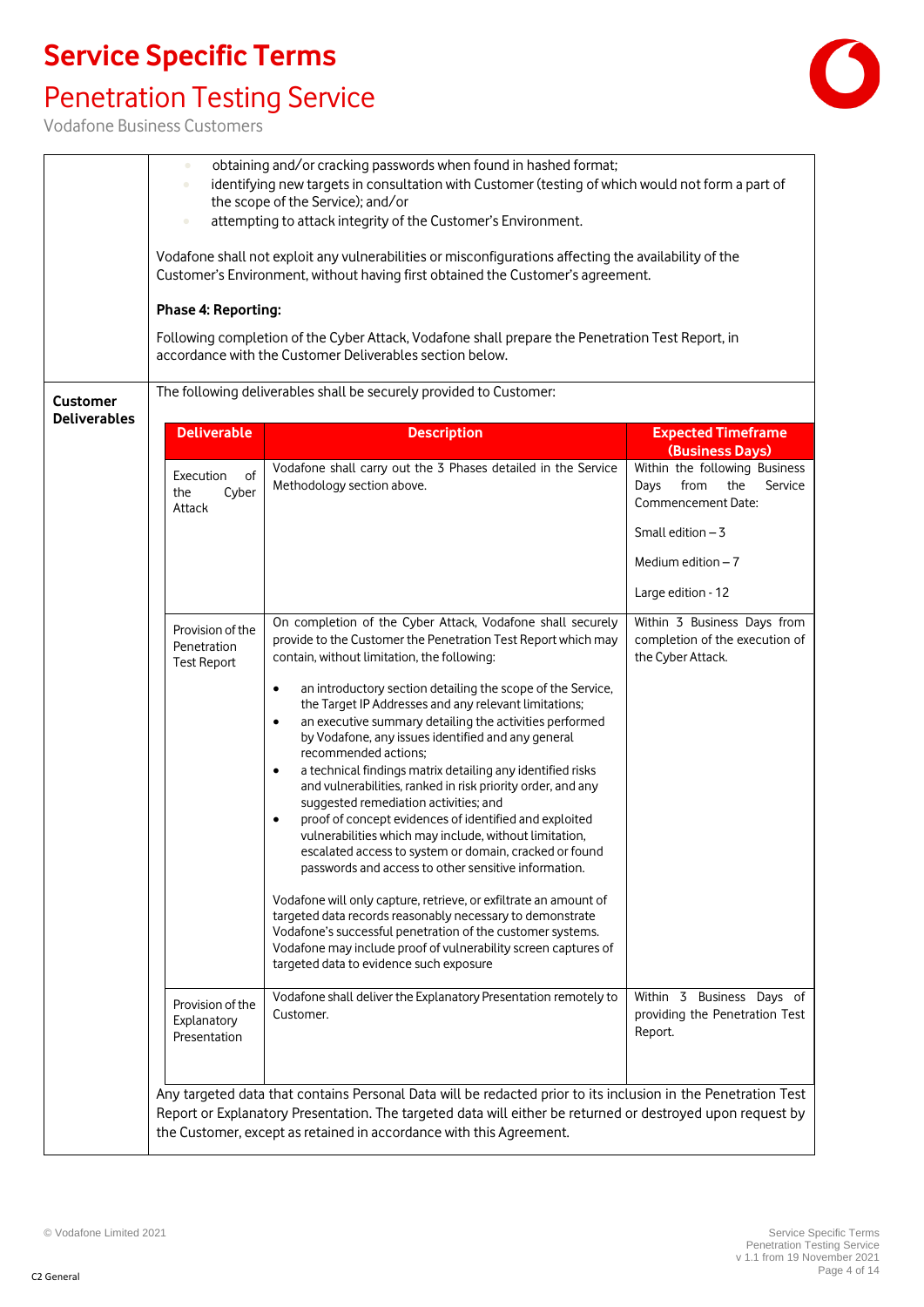# Service Specific Terms

## Penetration Testing Service

Vodafone Business Customers

- obtaining and/or cracking passwords when found in hashed format;
- identifying new targets in consultation with Customer (testing of which would not form a part of the scope of the Service); and/or
- attempting to attack integrity of the Customer's Environment.

Vodafone shall not exploit any vulnerabilities or misconfigurations affecting the availability of the Customer's Environment, without having first obtained the Customer's agreement.

**Phase 4: Reporting:**

Following completion of the Cyber Attack, Vodafone shall prepare the Penetration Test Report, in accordance with the Customer Deliverables section below.

**Customer Deliverables**

The following deliverables shall be securely provided to Customer:

| Deliverable | Description | Expected Timeframe (Business Days) |
|---|---|---|
| Execution of the Cyber Attack | Vodafone shall carry out the 3 Phases detailed in the Service Methodology section above. | Within the following Business Days from the Service Commencement Date:<br><br>Small edition – 3<br><br>Medium edition – 7<br><br>Large edition - 12 |
| Provision of the Penetration Test Report | On completion of the Cyber Attack, Vodafone shall securely provide to the Customer the Penetration Test Report which may contain, without limitation, the following:<br><br>• an introductory section detailing the scope of the Service, the Target IP Addresses and any relevant limitations;<br>• an executive summary detailing the activities performed by Vodafone, any issues identified and any general recommended actions;<br>• a technical findings matrix detailing any identified risks and vulnerabilities, ranked in risk priority order, and any suggested remediation activities; and<br>• proof of concept evidences of identified and exploited vulnerabilities which may include, without limitation, escalated access to system or domain, cracked or found passwords and access to other sensitive information.<br><br>Vodafone will only capture, retrieve, or exfiltrate an amount of targeted data records reasonably necessary to demonstrate Vodafone's successful penetration of the customer systems. Vodafone may include proof of vulnerability screen captures of targeted data to evidence such exposure | Within 3 Business Days from completion of the execution of the Cyber Attack. |
| Provision of the Explanatory Presentation | Vodafone shall deliver the Explanatory Presentation remotely to Customer. | Within 3 Business Days of providing the Penetration Test Report. |

Any targeted data that contains Personal Data will be redacted prior to its inclusion in the Penetration Test Report or Explanatory Presentation. The targeted data will either be returned or destroyed upon request by the Customer, except as retained in accordance with this Agreement.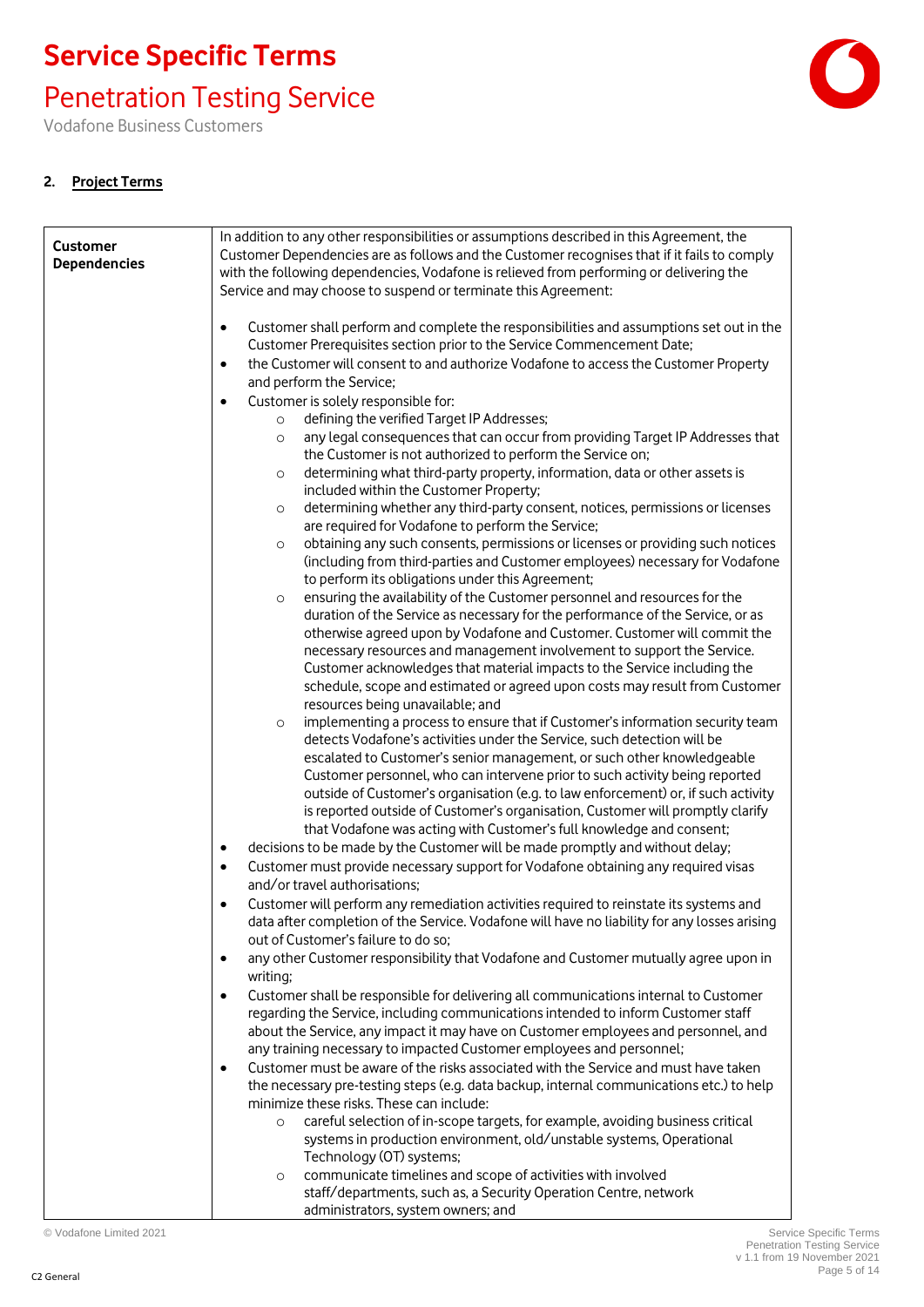## 2. Project Terms

| | |
|---|---|
| **Customer Dependencies** | In addition to any other responsibilities or assumptions described in this Agreement, the Customer Dependencies are as follows and the Customer recognises that if it fails to comply with the following dependencies, Vodafone is relieved from performing or delivering the Service and may choose to suspend or terminate this Agreement:<br><br>• Customer shall perform and complete the responsibilities and assumptions set out in the Customer Prerequisites section prior to the Service Commencement Date;<br>• the Customer will consent to and authorize Vodafone to access the Customer Property and perform the Service;<br>• Customer is solely responsible for:<br>&nbsp;&nbsp;&nbsp;&nbsp;○ defining the verified Target IP Addresses;<br>&nbsp;&nbsp;&nbsp;&nbsp;○ any legal consequences that can occur from providing Target IP Addresses that the Customer is not authorized to perform the Service on;<br>&nbsp;&nbsp;&nbsp;&nbsp;○ determining what third-party property, information, data or other assets is included within the Customer Property;<br>&nbsp;&nbsp;&nbsp;&nbsp;○ determining whether any third-party consent, notices, permissions or licenses are required for Vodafone to perform the Service;<br>&nbsp;&nbsp;&nbsp;&nbsp;○ obtaining any such consents, permissions or licenses or providing such notices (including from third-parties and Customer employees) necessary for Vodafone to perform its obligations under this Agreement;<br>&nbsp;&nbsp;&nbsp;&nbsp;○ ensuring the availability of the Customer personnel and resources for the duration of the Service as necessary for the performance of the Service, or as otherwise agreed upon by Vodafone and Customer. Customer will commit the necessary resources and management involvement to support the Service. Customer acknowledges that material impacts to the Service including the schedule, scope and estimated or agreed upon costs may result from Customer resources being unavailable; and<br>&nbsp;&nbsp;&nbsp;&nbsp;○ implementing a process to ensure that if Customer's information security team detects Vodafone's activities under the Service, such detection will be escalated to Customer's senior management, or such other knowledgeable Customer personnel, who can intervene prior to such activity being reported outside of Customer's organisation (e.g. to law enforcement) or, if such activity is reported outside of Customer's organisation, Customer will promptly clarify that Vodafone was acting with Customer's full knowledge and consent;<br>• decisions to be made by the Customer will be made promptly and without delay;<br>• Customer must provide necessary support for Vodafone obtaining any required visas and/or travel authorisations;<br>• Customer will perform any remediation activities required to reinstate its systems and data after completion of the Service. Vodafone will have no liability for any losses arising out of Customer's failure to do so;<br>• any other Customer responsibility that Vodafone and Customer mutually agree upon in writing;<br>• Customer shall be responsible for delivering all communications internal to Customer regarding the Service, including communications intended to inform Customer staff about the Service, any impact it may have on Customer employees and personnel, and any training necessary to impacted Customer employees and personnel;<br>• Customer must be aware of the risks associated with the Service and must have taken the necessary pre-testing steps (e.g. data backup, internal communications etc.) to help minimize these risks. These can include:<br>&nbsp;&nbsp;&nbsp;&nbsp;○ careful selection of in-scope targets, for example, avoiding business critical systems in production environment, old/unstable systems, Operational Technology (OT) systems;<br>&nbsp;&nbsp;&nbsp;&nbsp;○ communicate timelines and scope of activities with involved staff/departments, such as, a Security Operation Centre, network administrators, system owners; and |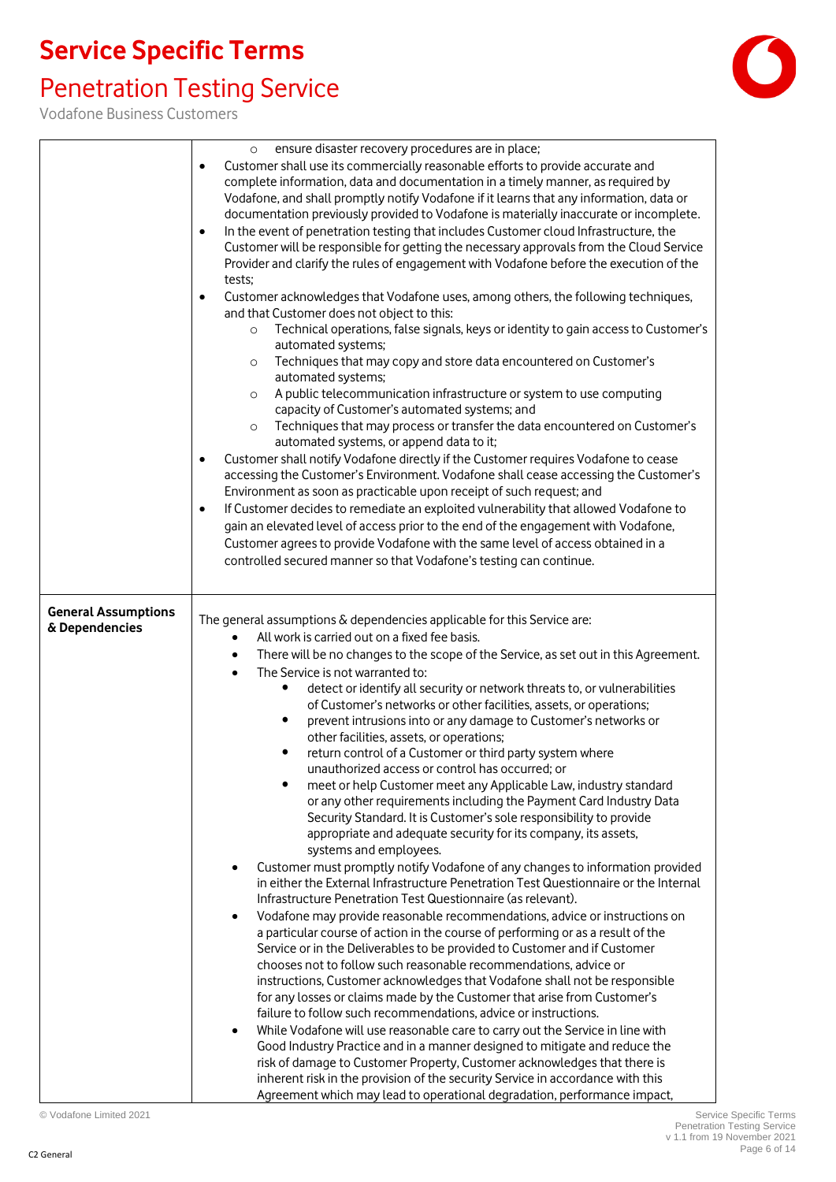| | |
|---|---|
| | ◦ ensure disaster recovery procedures are in place;<br>• Customer shall use its commercially reasonable efforts to provide accurate and complete information, data and documentation in a timely manner, as required by Vodafone, and shall promptly notify Vodafone if it learns that any information, data or documentation previously provided to Vodafone is materially inaccurate or incomplete.<br>• In the event of penetration testing that includes Customer cloud Infrastructure, the Customer will be responsible for getting the necessary approvals from the Cloud Service Provider and clarify the rules of engagement with Vodafone before the execution of the tests;<br>• Customer acknowledges that Vodafone uses, among others, the following techniques, and that Customer does not object to this:<br>◦ Technical operations, false signals, keys or identity to gain access to Customer's automated systems;<br>◦ Techniques that may copy and store data encountered on Customer's automated systems;<br>◦ A public telecommunication infrastructure or system to use computing capacity of Customer's automated systems; and<br>◦ Techniques that may process or transfer the data encountered on Customer's automated systems, or append data to it;<br>• Customer shall notify Vodafone directly if the Customer requires Vodafone to cease accessing the Customer's Environment. Vodafone shall cease accessing the Customer's Environment as soon as practicable upon receipt of such request; and<br>• If Customer decides to remediate an exploited vulnerability that allowed Vodafone to gain an elevated level of access prior to the end of the engagement with Vodafone, Customer agrees to provide Vodafone with the same level of access obtained in a controlled secured manner so that Vodafone's testing can continue. |
| **General Assumptions & Dependencies** | The general assumptions & dependencies applicable for this Service are:<br>• All work is carried out on a fixed fee basis.<br>• There will be no changes to the scope of the Service, as set out in this Agreement.<br>• The Service is not warranted to:<br>• detect or identify all security or network threats to, or vulnerabilities of Customer's networks or other facilities, assets, or operations;<br>• prevent intrusions into or any damage to Customer's networks or other facilities, assets, or operations;<br>• return control of a Customer or third party system where unauthorized access or control has occurred; or<br>• meet or help Customer meet any Applicable Law, industry standard or any other requirements including the Payment Card Industry Data Security Standard. It is Customer's sole responsibility to provide appropriate and adequate security for its company, its assets, systems and employees.<br>• Customer must promptly notify Vodafone of any changes to information provided in either the External Infrastructure Penetration Test Questionnaire or the Internal Infrastructure Penetration Test Questionnaire (as relevant).<br>• Vodafone may provide reasonable recommendations, advice or instructions on a particular course of action in the course of performing or as a result of the Service or in the Deliverables to be provided to Customer and if Customer chooses not to follow such reasonable recommendations, advice or instructions, Customer acknowledges that Vodafone shall not be responsible for any losses or claims made by the Customer that arise from Customer's failure to follow such recommendations, advice or instructions.<br>• While Vodafone will use reasonable care to carry out the Service in line with Good Industry Practice and in a manner designed to mitigate and reduce the risk of damage to Customer Property, Customer acknowledges that there is inherent risk in the provision of the security Service in accordance with this Agreement which may lead to operational degradation, performance impact, |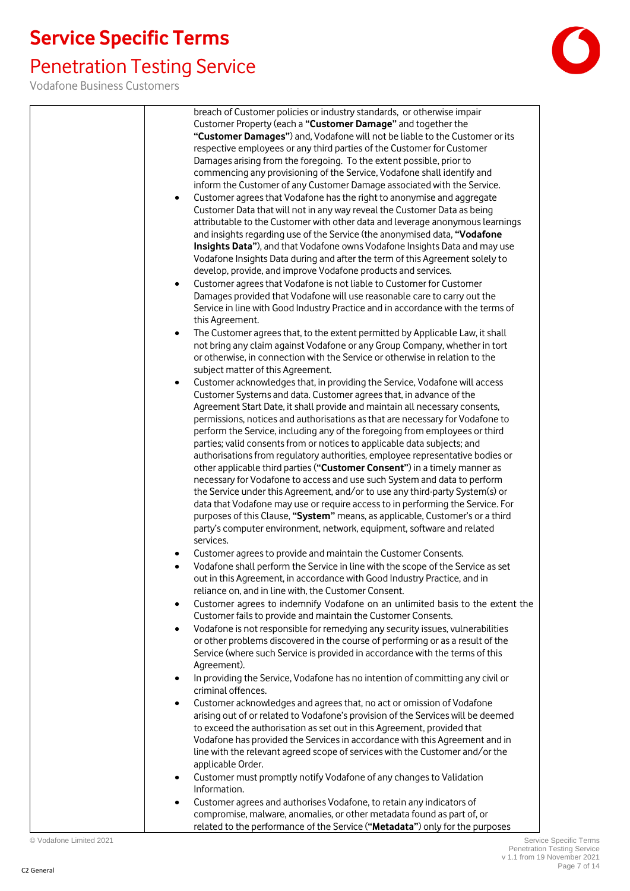breach of Customer policies or industry standards, or otherwise impair Customer Property (each a **"Customer Damage"** and together the **"Customer Damages"**) and, Vodafone will not be liable to the Customer or its respective employees or any third parties of the Customer for Customer Damages arising from the foregoing. To the extent possible, prior to commencing any provisioning of the Service, Vodafone shall identify and inform the Customer of any Customer Damage associated with the Service.

- Customer agrees that Vodafone has the right to anonymise and aggregate Customer Data that will not in any way reveal the Customer Data as being attributable to the Customer with other data and leverage anonymous learnings and insights regarding use of the Service (the anonymised data, **"Vodafone Insights Data"**), and that Vodafone owns Vodafone Insights Data and may use Vodafone Insights Data during and after the term of this Agreement solely to develop, provide, and improve Vodafone products and services.
- Customer agrees that Vodafone is not liable to Customer for Customer Damages provided that Vodafone will use reasonable care to carry out the Service in line with Good Industry Practice and in accordance with the terms of this Agreement.
- The Customer agrees that, to the extent permitted by Applicable Law, it shall not bring any claim against Vodafone or any Group Company, whether in tort or otherwise, in connection with the Service or otherwise in relation to the subject matter of this Agreement.
- Customer acknowledges that, in providing the Service, Vodafone will access Customer Systems and data. Customer agrees that, in advance of the Agreement Start Date, it shall provide and maintain all necessary consents, permissions, notices and authorisations as that are necessary for Vodafone to perform the Service, including any of the foregoing from employees or third parties; valid consents from or notices to applicable data subjects; and authorisations from regulatory authorities, employee representative bodies or other applicable third parties (**"Customer Consent"**) in a timely manner as necessary for Vodafone to access and use such System and data to perform the Service under this Agreement, and/or to use any third-party System(s) or data that Vodafone may use or require access to in performing the Service. For purposes of this Clause, **"System"** means, as applicable, Customer's or a third party's computer environment, network, equipment, software and related services.
- Customer agrees to provide and maintain the Customer Consents.
- Vodafone shall perform the Service in line with the scope of the Service as set out in this Agreement, in accordance with Good Industry Practice, and in reliance on, and in line with, the Customer Consent.
- Customer agrees to indemnify Vodafone on an unlimited basis to the extent the Customer fails to provide and maintain the Customer Consents.
- Vodafone is not responsible for remedying any security issues, vulnerabilities or other problems discovered in the course of performing or as a result of the Service (where such Service is provided in accordance with the terms of this Agreement).
- In providing the Service, Vodafone has no intention of committing any civil or criminal offences.
- Customer acknowledges and agrees that, no act or omission of Vodafone arising out of or related to Vodafone's provision of the Services will be deemed to exceed the authorisation as set out in this Agreement, provided that Vodafone has provided the Services in accordance with this Agreement and in line with the relevant agreed scope of services with the Customer and/or the applicable Order.
- Customer must promptly notify Vodafone of any changes to Validation Information.
- Customer agrees and authorises Vodafone, to retain any indicators of compromise, malware, anomalies, or other metadata found as part of, or related to the performance of the Service (**"Metadata"**) only for the purposes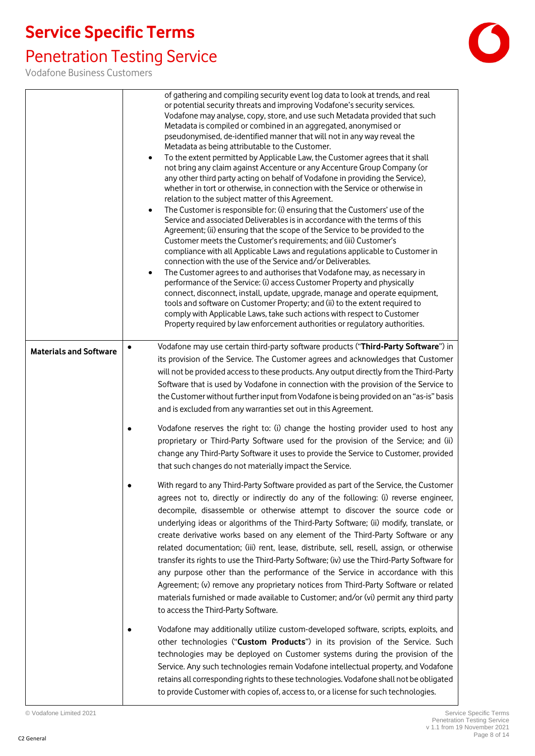| | |
|---|---|
| | of gathering and compiling security event log data to look at trends, and real or potential security threats and improving Vodafone's security services. Vodafone may analyse, copy, store, and use such Metadata provided that such Metadata is compiled or combined in an aggregated, anonymised or pseudonymised, de-identified manner that will not in any way reveal the Metadata as being attributable to the Customer.<br>• To the extent permitted by Applicable Law, the Customer agrees that it shall not bring any claim against Accenture or any Accenture Group Company (or any other third party acting on behalf of Vodafone in providing the Service), whether in tort or otherwise, in connection with the Service or otherwise in relation to the subject matter of this Agreement.<br>• The Customer is responsible for: (i) ensuring that the Customers' use of the Service and associated Deliverables is in accordance with the terms of this Agreement; (ii) ensuring that the scope of the Service to be provided to the Customer meets the Customer's requirements; and (iii) Customer's compliance with all Applicable Laws and regulations applicable to Customer in connection with the use of the Service and/or Deliverables.<br>• The Customer agrees to and authorises that Vodafone may, as necessary in performance of the Service: (i) access Customer Property and physically connect, disconnect, install, update, upgrade, manage and operate equipment, tools and software on Customer Property; and (ii) to the extent required to comply with Applicable Laws, take such actions with respect to Customer Property required by law enforcement authorities or regulatory authorities. |
| **Materials and Software** | • Vodafone may use certain third-party software products ("**Third-Party Software**") in its provision of the Service. The Customer agrees and acknowledges that Customer will not be provided access to these products. Any output directly from the Third-Party Software that is used by Vodafone in connection with the provision of the Service to the Customer without further input from Vodafone is being provided on an "as-is" basis and is excluded from any warranties set out in this Agreement.<br>• Vodafone reserves the right to: (i) change the hosting provider used to host any proprietary or Third-Party Software used for the provision of the Service; and (ii) change any Third-Party Software it uses to provide the Service to Customer, provided that such changes do not materially impact the Service.<br>• With regard to any Third-Party Software provided as part of the Service, the Customer agrees not to, directly or indirectly do any of the following: (i) reverse engineer, decompile, disassemble or otherwise attempt to discover the source code or underlying ideas or algorithms of the Third-Party Software; (ii) modify, translate, or create derivative works based on any element of the Third-Party Software or any related documentation; (iii) rent, lease, distribute, sell, resell, assign, or otherwise transfer its rights to use the Third-Party Software; (iv) use the Third-Party Software for any purpose other than the performance of the Service in accordance with this Agreement; (v) remove any proprietary notices from Third-Party Software or related materials furnished or made available to Customer; and/or (vi) permit any third party to access the Third-Party Software.<br>• Vodafone may additionally utilize custom-developed software, scripts, exploits, and other technologies ("**Custom Products**") in its provision of the Service. Such technologies may be deployed on Customer systems during the provision of the Service. Any such technologies remain Vodafone intellectual property, and Vodafone retains all corresponding rights to these technologies. Vodafone shall not be obligated to provide Customer with copies of, access to, or a license for such technologies. |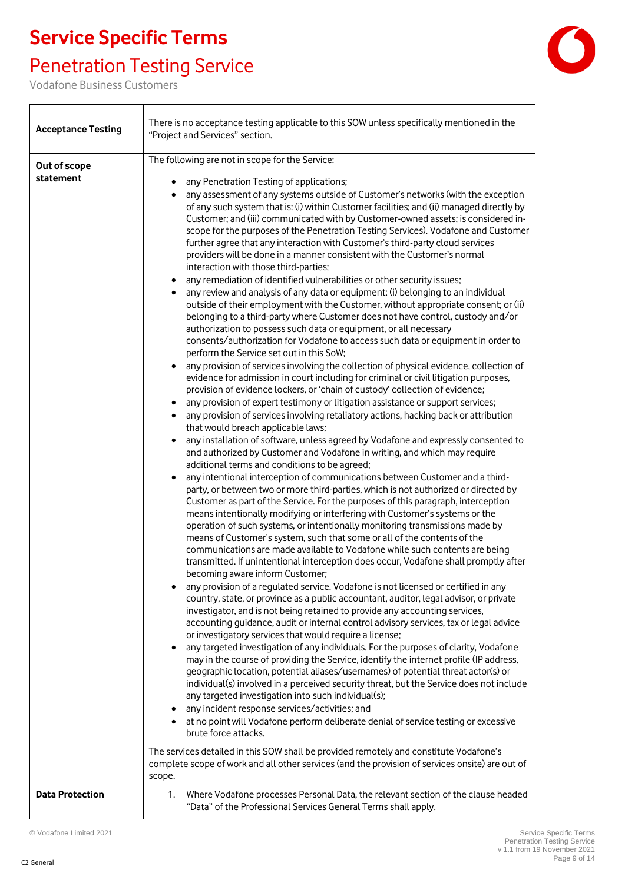# Service Specific Terms

## Penetration Testing Service

Vodafone Business Customers

| | |
|---|---|
| **Acceptance Testing** | There is no acceptance testing applicable to this SOW unless specifically mentioned in the "Project and Services" section. |
| **Out of scope statement** | The following are not in scope for the Service:<br><br>• any Penetration Testing of applications;<br>• any assessment of any systems outside of Customer's networks (with the exception of any such system that is: (i) within Customer facilities; and (ii) managed directly by Customer; and (iii) communicated with by Customer-owned assets; is considered in-scope for the purposes of the Penetration Testing Services). Vodafone and Customer further agree that any interaction with Customer's third-party cloud services providers will be done in a manner consistent with the Customer's normal interaction with those third-parties;<br>• any remediation of identified vulnerabilities or other security issues;<br>• any review and analysis of any data or equipment: (i) belonging to an individual outside of their employment with the Customer, without appropriate consent; or (ii) belonging to a third-party where Customer does not have control, custody and/or authorization to possess such data or equipment, or all necessary consents/authorization for Vodafone to access such data or equipment in order to perform the Service set out in this SoW;<br>• any provision of services involving the collection of physical evidence, collection of evidence for admission in court including for criminal or civil litigation purposes, provision of evidence lockers, or 'chain of custody' collection of evidence;<br>• any provision of expert testimony or litigation assistance or support services;<br>• any provision of services involving retaliatory actions, hacking back or attribution that would breach applicable laws;<br>• any installation of software, unless agreed by Vodafone and expressly consented to and authorized by Customer and Vodafone in writing, and which may require additional terms and conditions to be agreed;<br>• any intentional interception of communications between Customer and a third-party, or between two or more third-parties, which is not authorized or directed by Customer as part of the Service. For the purposes of this paragraph, interception means intentionally modifying or interfering with Customer's systems or the operation of such systems, or intentionally monitoring transmissions made by means of Customer's system, such that some or all of the contents of the communications are made available to Vodafone while such contents are being transmitted. If unintentional interception does occur, Vodafone shall promptly after becoming aware inform Customer;<br>• any provision of a regulated service. Vodafone is not licensed or certified in any country, state, or province as a public accountant, auditor, legal advisor, or private investigator, and is not being retained to provide any accounting services, accounting guidance, audit or internal control advisory services, tax or legal advice or investigatory services that would require a license;<br>• any targeted investigation of any individuals. For the purposes of clarity, Vodafone may in the course of providing the Service, identify the internet profile (IP address, geographic location, potential aliases/usernames) of potential threat actor(s) or individual(s) involved in a perceived security threat, but the Service does not include any targeted investigation into such individual(s);<br>• any incident response services/activities; and<br>• at no point will Vodafone perform deliberate denial of service testing or excessive brute force attacks.<br><br>The services detailed in this SOW shall be provided remotely and constitute Vodafone's complete scope of work and all other services (and the provision of services onsite) are out of scope. |
| **Data Protection** | 1. Where Vodafone processes Personal Data, the relevant section of the clause headed "Data" of the Professional Services General Terms shall apply. |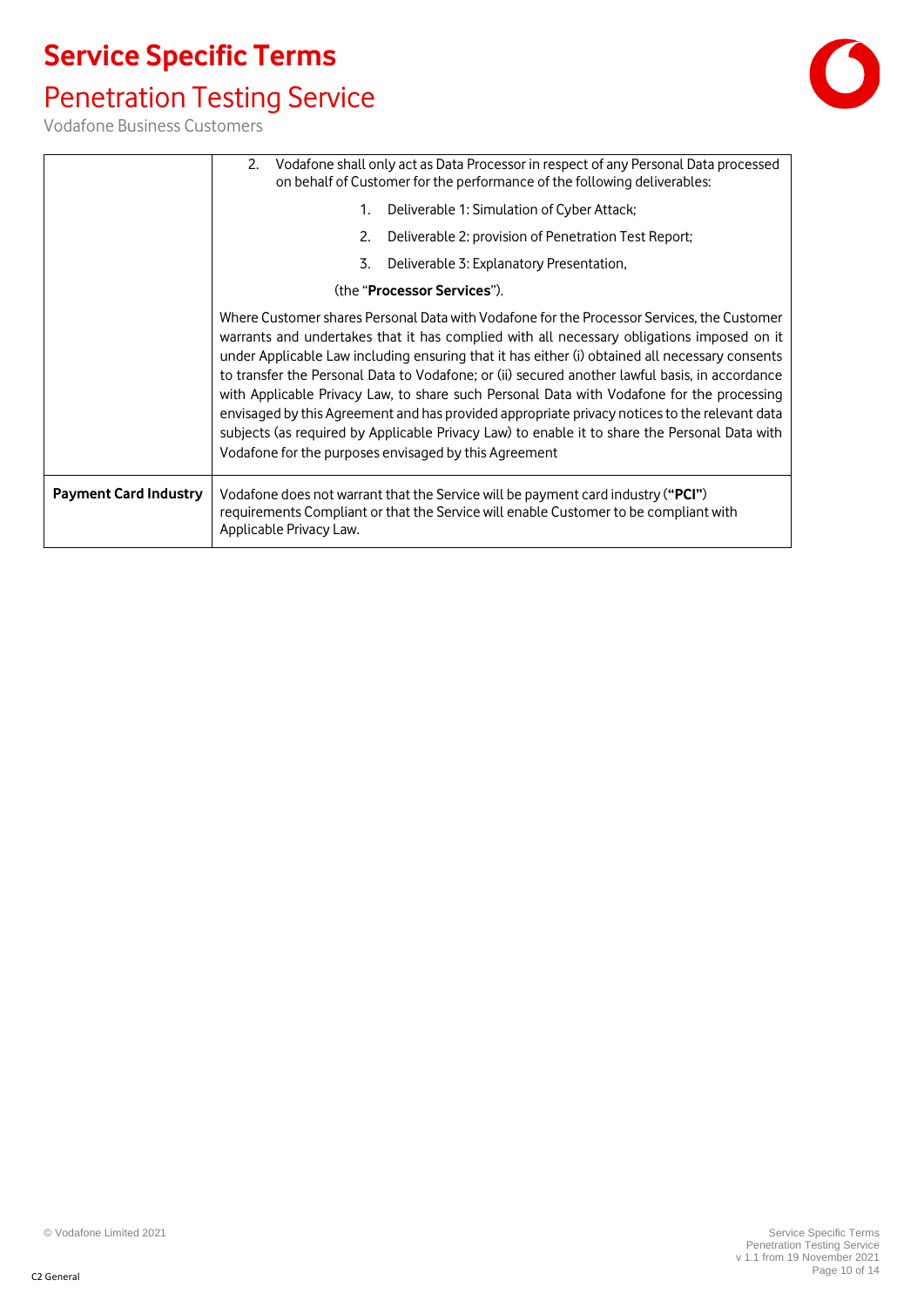| | |
|---|---|
| | 2. Vodafone shall only act as Data Processor in respect of any Personal Data processed on behalf of Customer for the performance of the following deliverables:<br>1. Deliverable 1: Simulation of Cyber Attack;<br>2. Deliverable 2: provision of Penetration Test Report;<br>3. Deliverable 3: Explanatory Presentation,<br>(the "**Processor Services**").<br><br>Where Customer shares Personal Data with Vodafone for the Processor Services, the Customer warrants and undertakes that it has complied with all necessary obligations imposed on it under Applicable Law including ensuring that it has either (i) obtained all necessary consents to transfer the Personal Data to Vodafone; or (ii) secured another lawful basis, in accordance with Applicable Privacy Law, to share such Personal Data with Vodafone for the processing envisaged by this Agreement and has provided appropriate privacy notices to the relevant data subjects (as required by Applicable Privacy Law) to enable it to share the Personal Data with Vodafone for the purposes envisaged by this Agreement |
| **Payment Card Industry** | Vodafone does not warrant that the Service will be payment card industry (**"PCI"**) requirements Compliant or that the Service will enable Customer to be compliant with Applicable Privacy Law. |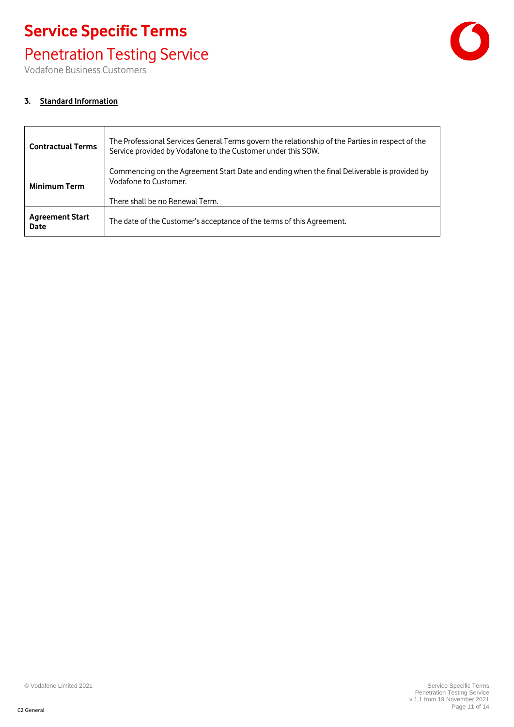## 3. Standard Information

| | |
|---|---|
| **Contractual Terms** | The Professional Services General Terms govern the relationship of the Parties in respect of the Service provided by Vodafone to the Customer under this SOW. |
| **Minimum Term** | Commencing on the Agreement Start Date and ending when the final Deliverable is provided by Vodafone to Customer.<br><br>There shall be no Renewal Term. |
| **Agreement Start Date** | The date of the Customer's acceptance of the terms of this Agreement. |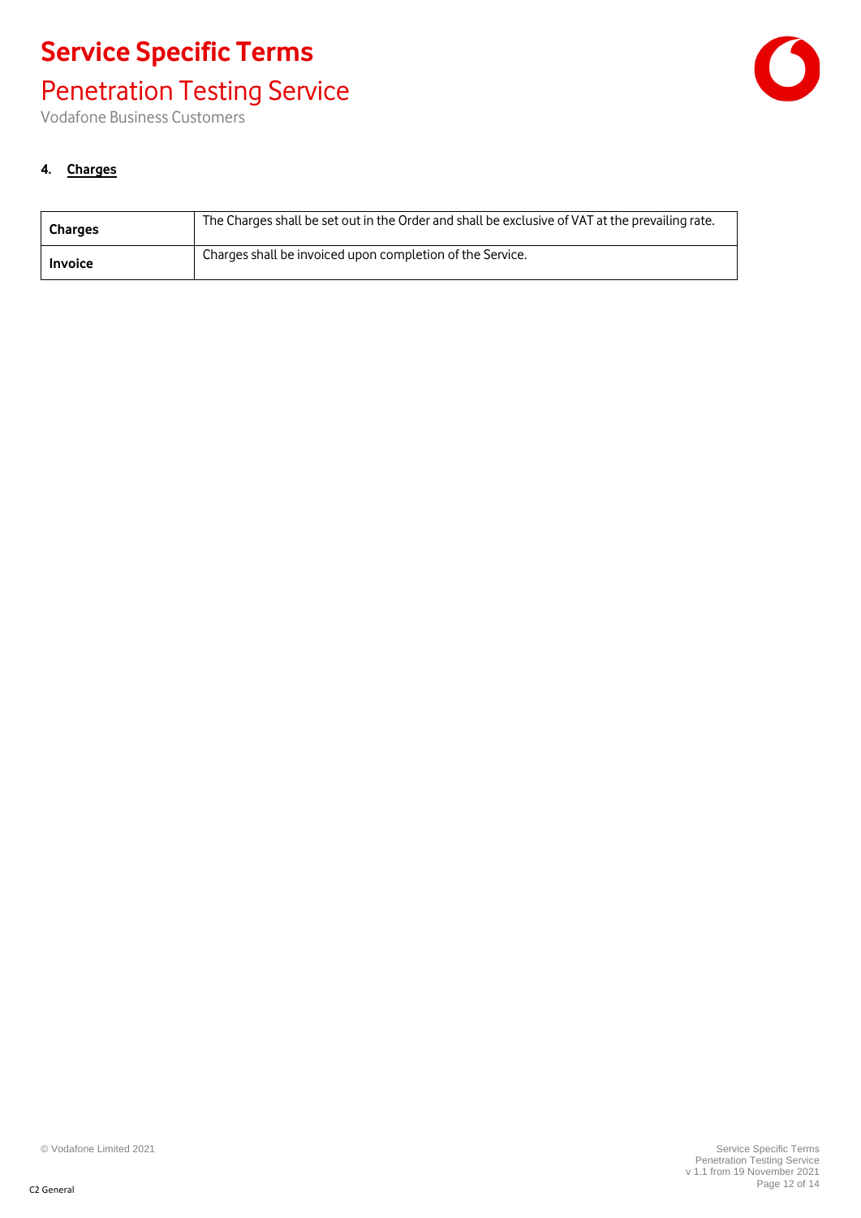**4. Charges**

| Charges | The Charges shall be set out in the Order and shall be exclusive of VAT at the prevailing rate. |
|---|---|
| **Invoice** | Charges shall be invoiced upon completion of the Service. |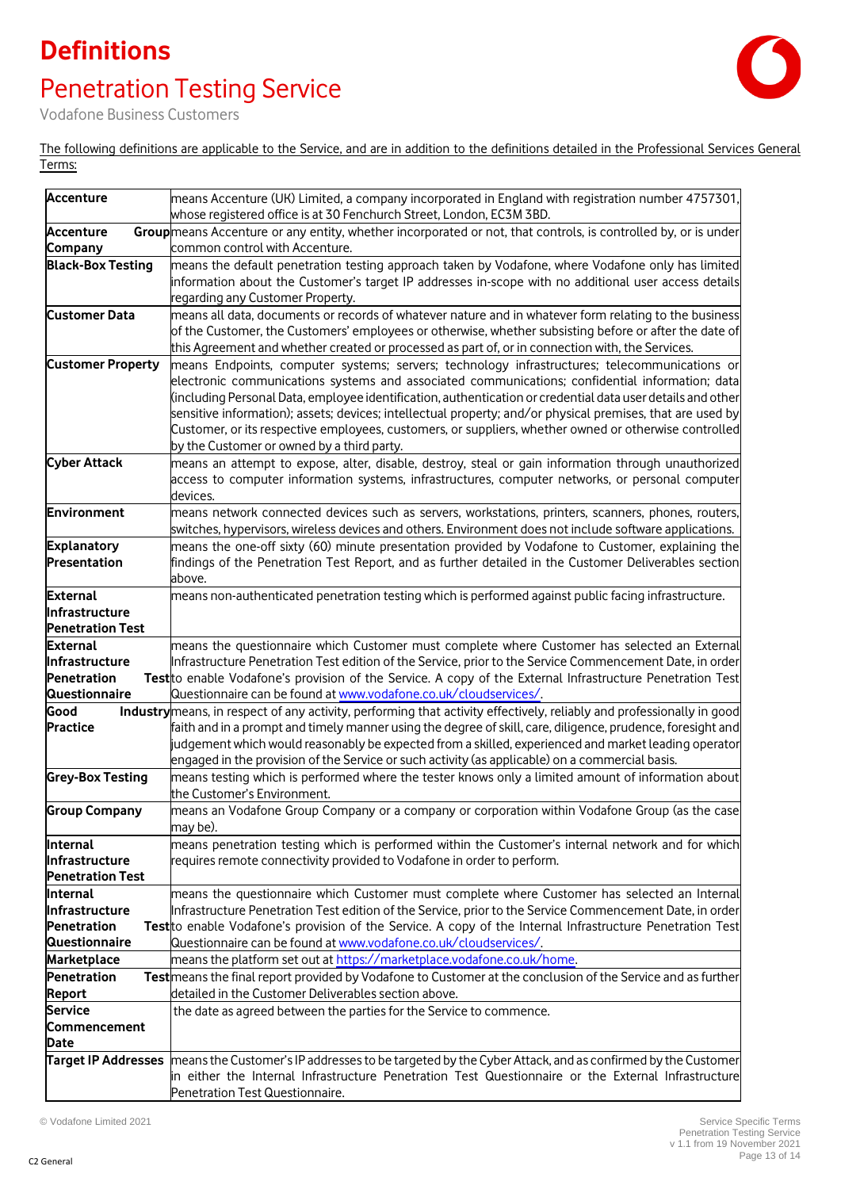# Definitions

## Penetration Testing Service

Vodafone Business Customers

The following definitions are applicable to the Service, and are in addition to the definitions detailed in the Professional Services General Terms:

| | |
|---|---|
| **Accenture** | means Accenture (UK) Limited, a company incorporated in England with registration number 4757301, whose registered office is at 30 Fenchurch Street, London, EC3M 3BD. |
| **Accenture Group Company** | means Accenture or any entity, whether incorporated or not, that controls, is controlled by, or is under common control with Accenture. |
| **Black-Box Testing** | means the default penetration testing approach taken by Vodafone, where Vodafone only has limited information about the Customer's target IP addresses in-scope with no additional user access details regarding any Customer Property. |
| **Customer Data** | means all data, documents or records of whatever nature and in whatever form relating to the business of the Customer, the Customers' employees or otherwise, whether subsisting before or after the date of this Agreement and whether created or processed as part of, or in connection with, the Services. |
| **Customer Property** | means Endpoints, computer systems; servers; technology infrastructures; telecommunications or electronic communications systems and associated communications; confidential information; data (including Personal Data, employee identification, authentication or credential data user details and other sensitive information); assets; devices; intellectual property; and/or physical premises, that are used by Customer, or its respective employees, customers, or suppliers, whether owned or otherwise controlled by the Customer or owned by a third party. |
| **Cyber Attack** | means an attempt to expose, alter, disable, destroy, steal or gain information through unauthorized access to computer information systems, infrastructures, computer networks, or personal computer devices. |
| **Environment** | means network connected devices such as servers, workstations, printers, scanners, phones, routers, switches, hypervisors, wireless devices and others. Environment does not include software applications. |
| **Explanatory Presentation** | means the one-off sixty (60) minute presentation provided by Vodafone to Customer, explaining the findings of the Penetration Test Report, and as further detailed in the Customer Deliverables section above. |
| **External Infrastructure Penetration Test** | means non-authenticated penetration testing which is performed against public facing infrastructure. |
| **External Infrastructure Penetration Test Questionnaire** | means the questionnaire which Customer must complete where Customer has selected an External Infrastructure Penetration Test edition of the Service, prior to the Service Commencement Date, in order to enable Vodafone's provision of the Service. A copy of the External Infrastructure Penetration Test Questionnaire can be found at www.vodafone.co.uk/cloudservices/. |
| **Good Industry Practice** | means, in respect of any activity, performing that activity effectively, reliably and professionally in good faith and in a prompt and timely manner using the degree of skill, care, diligence, prudence, foresight and judgement which would reasonably be expected from a skilled, experienced and market leading operator engaged in the provision of the Service or such activity (as applicable) on a commercial basis. |
| **Grey-Box Testing** | means testing which is performed where the tester knows only a limited amount of information about the Customer's Environment. |
| **Group Company** | means an Vodafone Group Company or a company or corporation within Vodafone Group (as the case may be). |
| **Internal Infrastructure Penetration Test** | means penetration testing which is performed within the Customer's internal network and for which requires remote connectivity provided to Vodafone in order to perform. |
| **Internal Infrastructure Penetration Test Questionnaire** | means the questionnaire which Customer must complete where Customer has selected an Internal Infrastructure Penetration Test edition of the Service, prior to the Service Commencement Date, in order to enable Vodafone's provision of the Service. A copy of the Internal Infrastructure Penetration Test Questionnaire can be found at www.vodafone.co.uk/cloudservices/. |
| **Marketplace** | means the platform set out at https://marketplace.vodafone.co.uk/home. |
| **Penetration Test Report** | means the final report provided by Vodafone to Customer at the conclusion of the Service and as further detailed in the Customer Deliverables section above. |
| **Service Commencement Date** | the date as agreed between the parties for the Service to commence. |
| **Target IP Addresses** | means the Customer's IP addresses to be targeted by the Cyber Attack, and as confirmed by the Customer in either the Internal Infrastructure Penetration Test Questionnaire or the External Infrastructure Penetration Test Questionnaire. |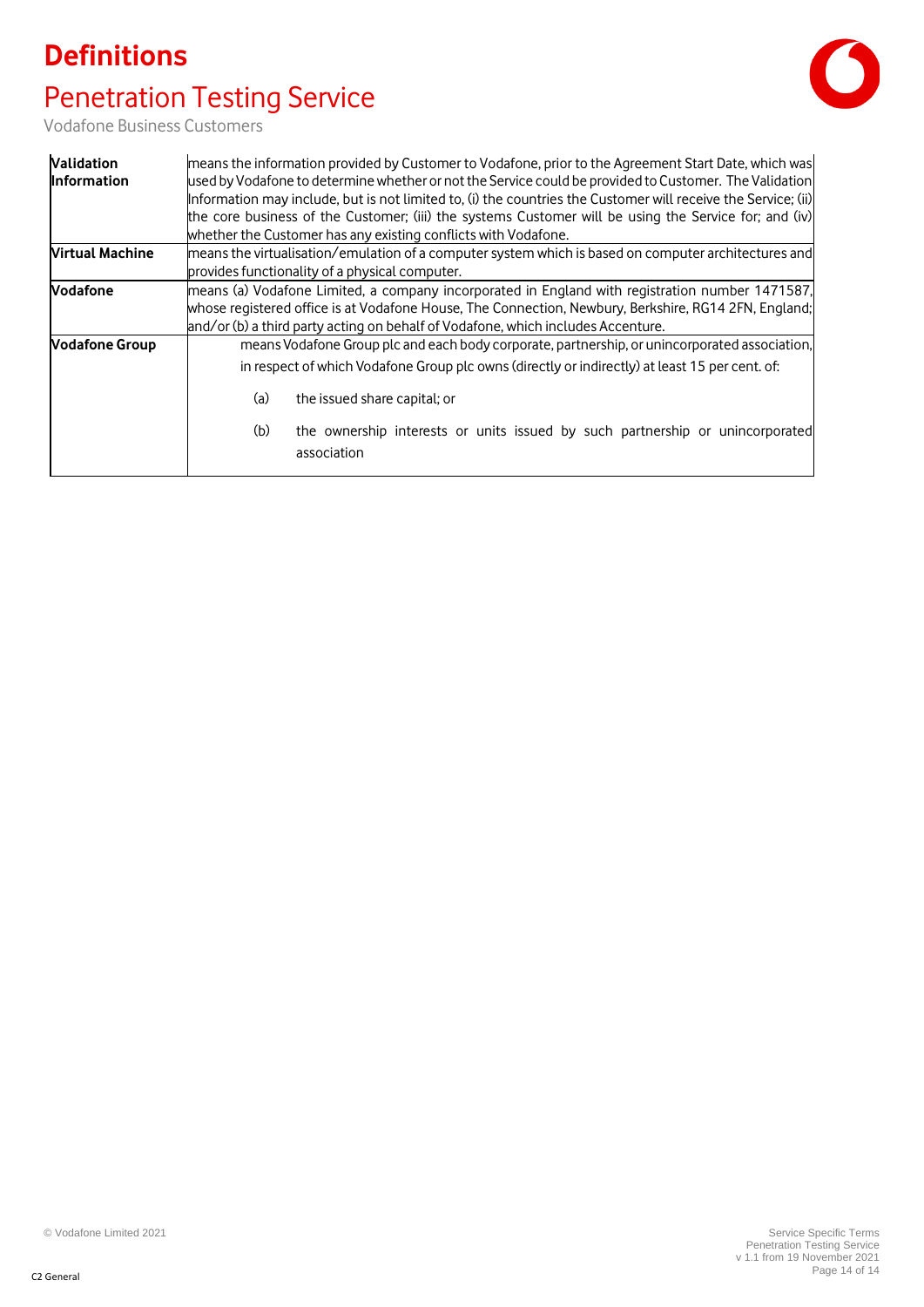# Definitions

## Penetration Testing Service

Vodafone Business Customers

| | |
|---|---|
| **Validation Information** | means the information provided by Customer to Vodafone, prior to the Agreement Start Date, which was used by Vodafone to determine whether or not the Service could be provided to Customer. The Validation Information may include, but is not limited to, (i) the countries the Customer will receive the Service; (ii) the core business of the Customer; (iii) the systems Customer will be using the Service for; and (iv) whether the Customer has any existing conflicts with Vodafone. |
| **Virtual Machine** | means the virtualisation/emulation of a computer system which is based on computer architectures and provides functionality of a physical computer. |
| **Vodafone** | means (a) Vodafone Limited, a company incorporated in England with registration number 1471587, whose registered office is at Vodafone House, The Connection, Newbury, Berkshire, RG14 2FN, England; and/or (b) a third party acting on behalf of Vodafone, which includes Accenture. |
| **Vodafone Group** | means Vodafone Group plc and each body corporate, partnership, or unincorporated association, in respect of which Vodafone Group plc owns (directly or indirectly) at least 15 per cent. of: (a) the issued share capital; or (b) the ownership interests or units issued by such partnership or unincorporated association |